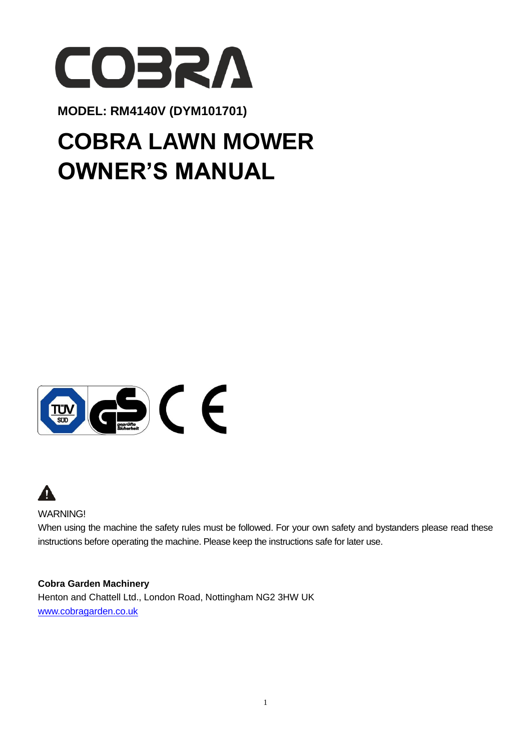# COBRA

**MODEL: RM4140V (DYM101701)**

# COBRA LAWN MOWER OWNER'S MANUAL

WARNING!

When using the machine the safety rules must be followed. For your own safety and bystanders please read these instructions before operating the machine. Please keep the instructions safe for later use.

**Cobra Garden Machinery**

Henton and Chattell Ltd., London Road, Nottingham NG2 3HW UK

www.cobragarden.co.uk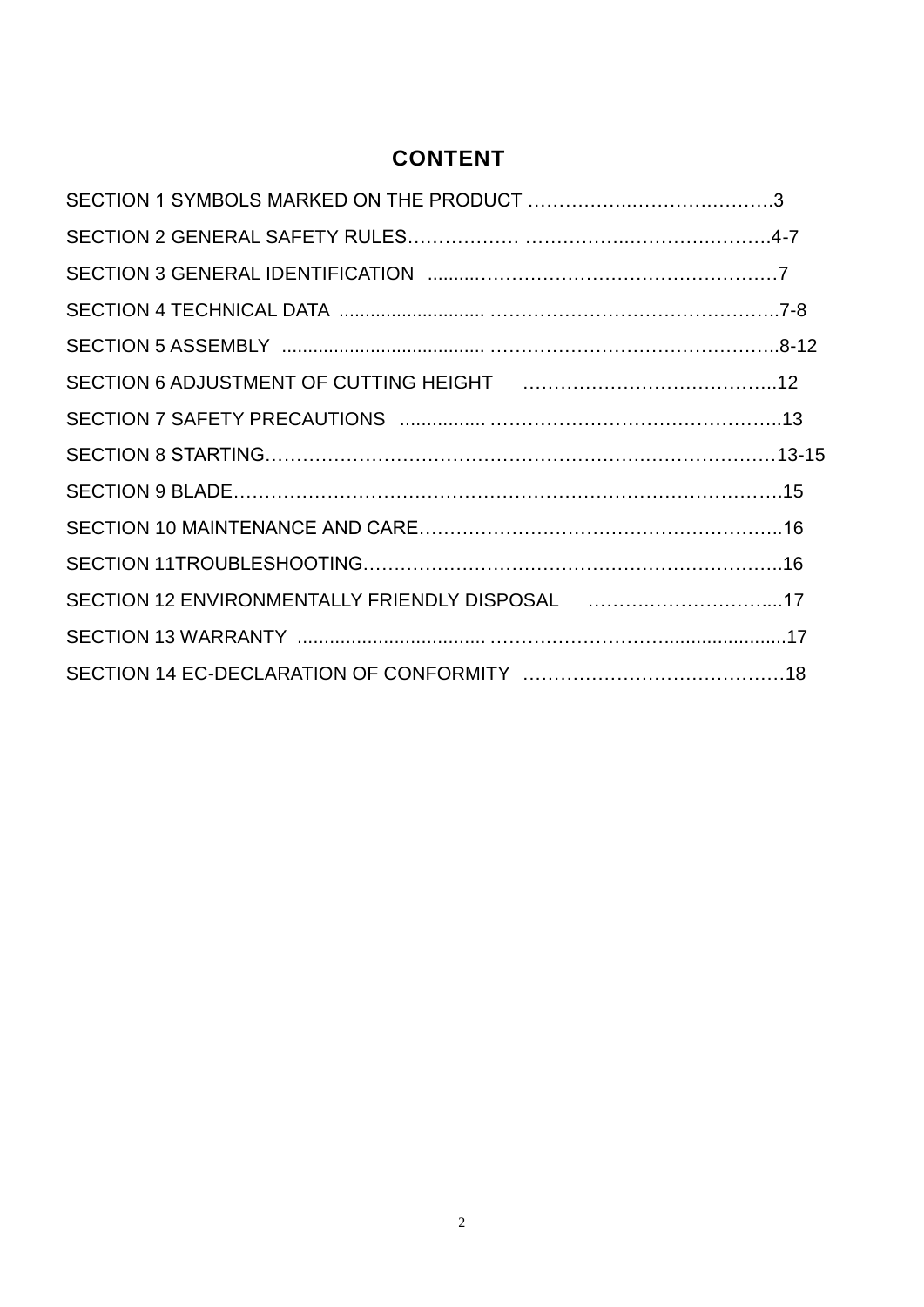# CONTENT

SECTION 1 SYMBOLS MARKED ON THE PRODUCT ……………..…………..……….3

SECTION 2 GENERAL SAFETY RULES……………… ……………..……………………4-7

SECTION 3 GENERAL IDENTIFICATION ..........……………………………………………7

SECTION 4 TECHNICAL DATA ............................ ………………………………………..7-8

SECTION 5 ASSEMBLY ....................................... ………………………………………..8-12

SECTION 6 ADJUSTMENT OF CUTTING HEIGHT …………………………………..12

SECTION 7 SAFETY PRECAUTIONS ................ ………………………………………..13

SECTION 8 STARTING………………………………………………………………………13-15

SECTION 9 BLADE……………………………………………………………………………15

SECTION 10 MAINTENANCE AND CARE…………………………………………………..16

SECTION 11TROUBLESHOOTING…………………………………………………………..16

SECTION 12 ENVIRONMENTALLY FRIENDLY DISPOSAL ………..………………....17

SECTION 13 WARRANTY ................................... ………..…………........................17

SECTION 14 EC-DECLARATION OF CONFORMITY ………………………..…………18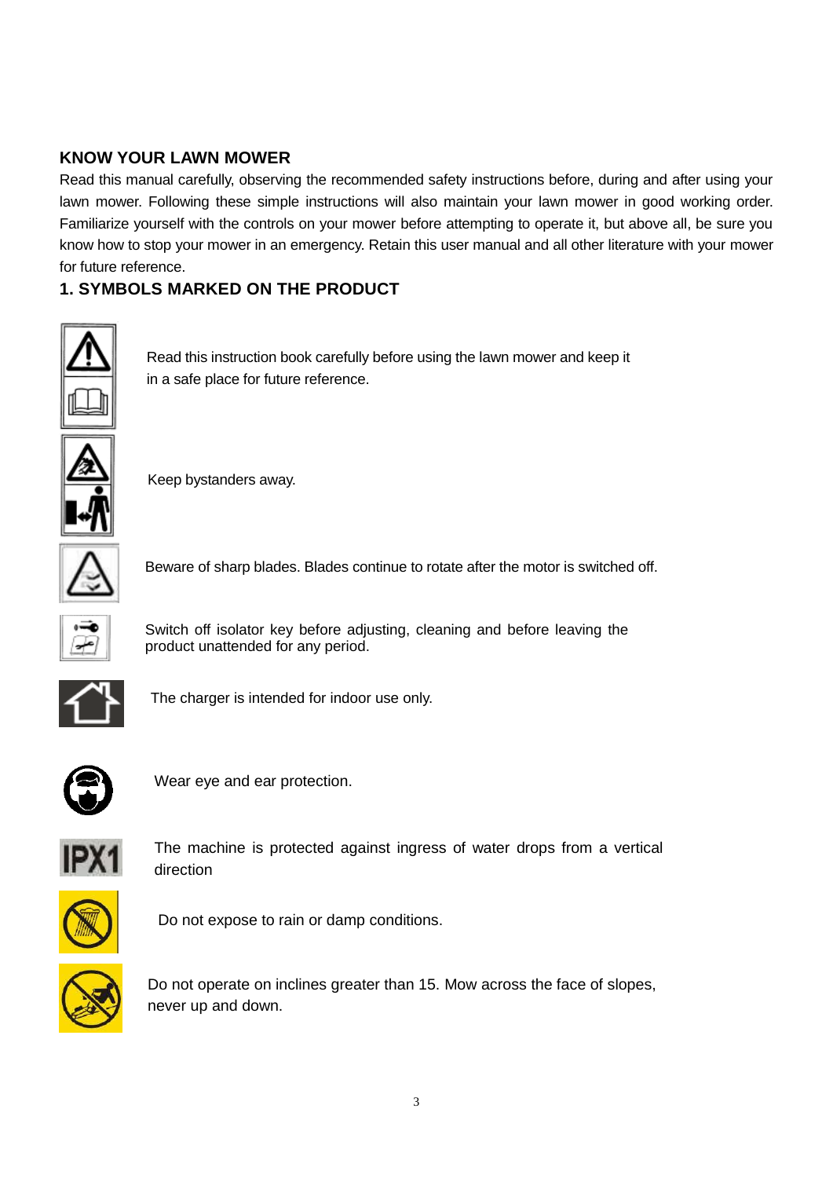## KNOW YOUR LAWN MOWER

Read this manual carefully, observing the recommended safety instructions before, during and after using your lawn mower. Following these simple instructions will also maintain your lawn mower in good working order. Familiarize yourself with the controls on your mower before attempting to operate it, but above all, be sure you know how to stop your mower in an emergency. Retain this user manual and all other literature with your mower for future reference.

## 1. SYMBOLS MARKED ON THE PRODUCT

Read this instruction book carefully before using the lawn mower and keep it in a safe place for future reference.

Keep bystanders away.

Beware of sharp blades. Blades continue to rotate after the motor is switched off.

Switch off isolator key before adjusting, cleaning and before leaving the product unattended for any period.

The charger is intended for indoor use only.

Wear eye and ear protection.

The machine is protected against ingress of water drops from a vertical direction

Do not expose to rain or damp conditions.

Do not operate on inclines greater than 15. Mow across the face of slopes, never up and down.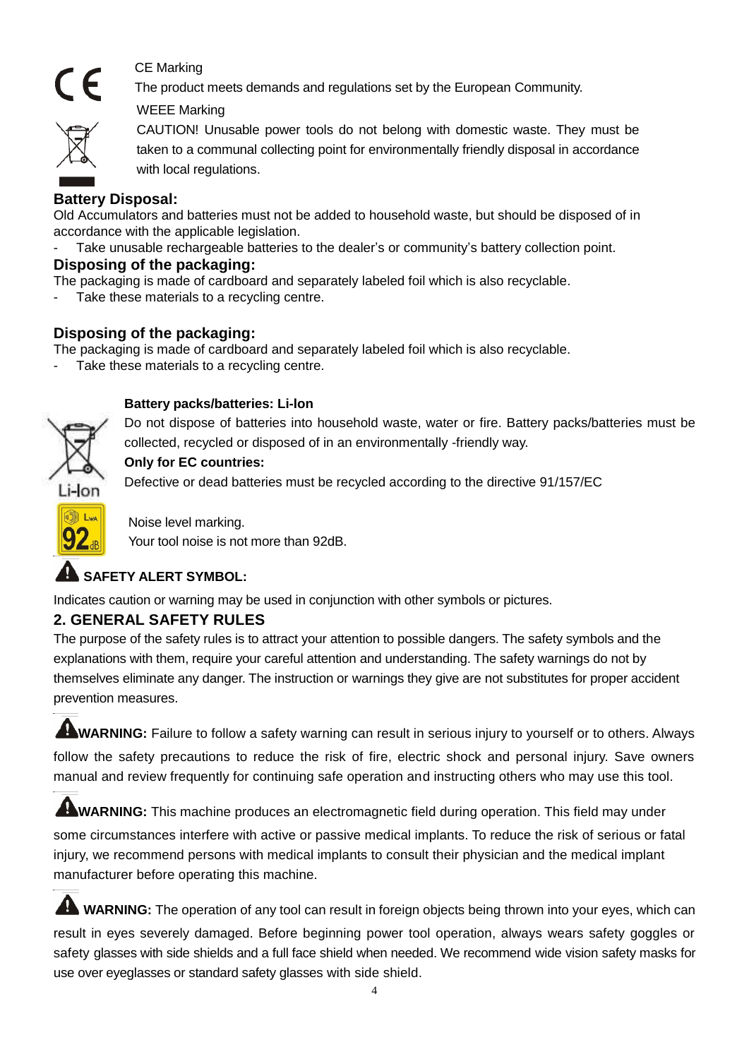CE Marking

The product meets demands and regulations set by the European Community.

WEEE Marking

CAUTION! Unusable power tools do not belong with domestic waste. They must be taken to a communal collecting point for environmentally friendly disposal in accordance with local regulations.

### Battery Disposal:

Old Accumulators and batteries must not be added to household waste, but should be disposed of in accordance with the applicable legislation.

- Take unusable rechargeable batteries to the dealer's or community's battery collection point.

### Disposing of the packaging:

The packaging is made of cardboard and separately labeled foil which is also recyclable.

- Take these materials to a recycling centre.

### Disposing of the packaging:

The packaging is made of cardboard and separately labeled foil which is also recyclable.

- Take these materials to a recycling centre.

**Battery packs/batteries: Li-Ion**

Do not dispose of batteries into household waste, water or fire. Battery packs/batteries must be collected, recycled or disposed of in an environmentally -friendly way.

**Only for EC countries:**

Defective or dead batteries must be recycled according to the directive 91/157/EC

Noise level marking.

Your tool noise is not more than 92dB.

**SAFETY ALERT SYMBOL:**

Indicates caution or warning may be used in conjunction with other symbols or pictures.

## 2. GENERAL SAFETY RULES

The purpose of the safety rules is to attract your attention to possible dangers. The safety symbols and the explanations with them, require your careful attention and understanding. The safety warnings do not by themselves eliminate any danger. The instruction or warnings they give are not substitutes for proper accident prevention measures.

**WARNING:** Failure to follow a safety warning can result in serious injury to yourself or to others. Always follow the safety precautions to reduce the risk of fire, electric shock and personal injury. Save owners manual and review frequently for continuing safe operation and instructing others who may use this tool.

**WARNING:** This machine produces an electromagnetic field during operation. This field may under some circumstances interfere with active or passive medical implants. To reduce the risk of serious or fatal injury, we recommend persons with medical implants to consult their physician and the medical implant manufacturer before operating this machine.

**WARNING:** The operation of any tool can result in foreign objects being thrown into your eyes, which can result in eyes severely damaged. Before beginning power tool operation, always wears safety goggles or safety glasses with side shields and a full face shield when needed. We recommend wide vision safety masks for use over eyeglasses or standard safety glasses with side shield.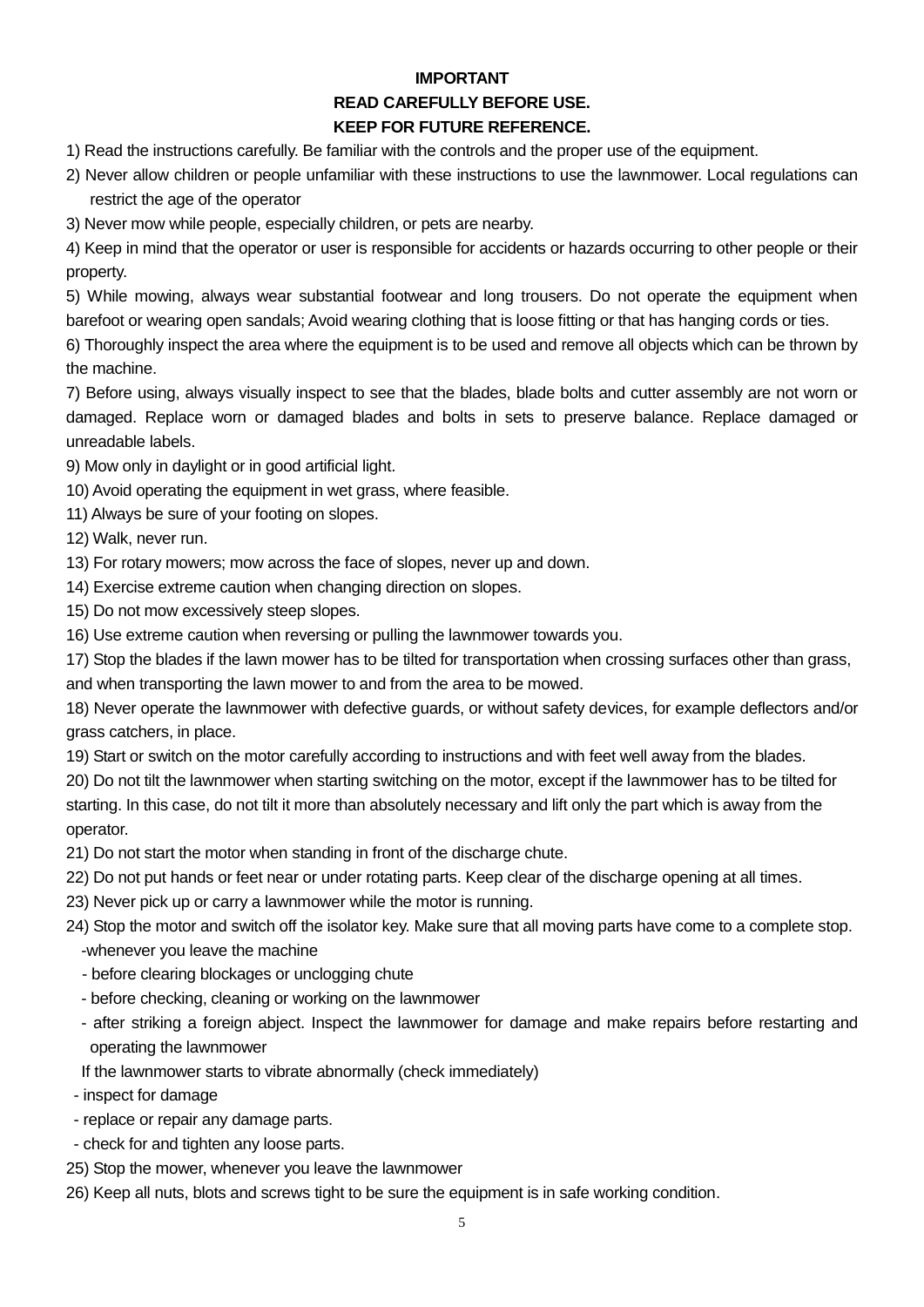**IMPORTANT**

**READ CAREFULLY BEFORE USE.**

**KEEP FOR FUTURE REFERENCE.**

1) Read the instructions carefully. Be familiar with the controls and the proper use of the equipment.

2) Never allow children or people unfamiliar with these instructions to use the lawnmower. Local regulations can restrict the age of the operator

3) Never mow while people, especially children, or pets are nearby.

4) Keep in mind that the operator or user is responsible for accidents or hazards occurring to other people or their property.

5) While mowing, always wear substantial footwear and long trousers. Do not operate the equipment when barefoot or wearing open sandals; Avoid wearing clothing that is loose fitting or that has hanging cords or ties.

6) Thoroughly inspect the area where the equipment is to be used and remove all objects which can be thrown by the machine.

7) Before using, always visually inspect to see that the blades, blade bolts and cutter assembly are not worn or damaged. Replace worn or damaged blades and bolts in sets to preserve balance. Replace damaged or unreadable labels.

9) Mow only in daylight or in good artificial light.

10) Avoid operating the equipment in wet grass, where feasible.

11) Always be sure of your footing on slopes.

12) Walk, never run.

13) For rotary mowers; mow across the face of slopes, never up and down.

14) Exercise extreme caution when changing direction on slopes.

15) Do not mow excessively steep slopes.

16) Use extreme caution when reversing or pulling the lawnmower towards you.

17) Stop the blades if the lawn mower has to be tilted for transportation when crossing surfaces other than grass, and when transporting the lawn mower to and from the area to be mowed.

18) Never operate the lawnmower with defective guards, or without safety devices, for example deflectors and/or grass catchers, in place.

19) Start or switch on the motor carefully according to instructions and with feet well away from the blades.

20) Do not tilt the lawnmower when starting switching on the motor, except if the lawnmower has to be tilted for starting. In this case, do not tilt it more than absolutely necessary and lift only the part which is away from the operator.

21) Do not start the motor when standing in front of the discharge chute.

22) Do not put hands or feet near or under rotating parts. Keep clear of the discharge opening at all times.

23) Never pick up or carry a lawnmower while the motor is running.

24) Stop the motor and switch off the isolator key. Make sure that all moving parts have come to a complete stop.

- whenever you leave the machine
- before clearing blockages or unclogging chute
- before checking, cleaning or working on the lawnmower
- after striking a foreign abject. Inspect the lawnmower for damage and make repairs before restarting and operating the lawnmower

If the lawnmower starts to vibrate abnormally (check immediately)

- inspect for damage
- replace or repair any damage parts.
- check for and tighten any loose parts.

25) Stop the mower, whenever you leave the lawnmower

26) Keep all nuts, blots and screws tight to be sure the equipment is in safe working condition.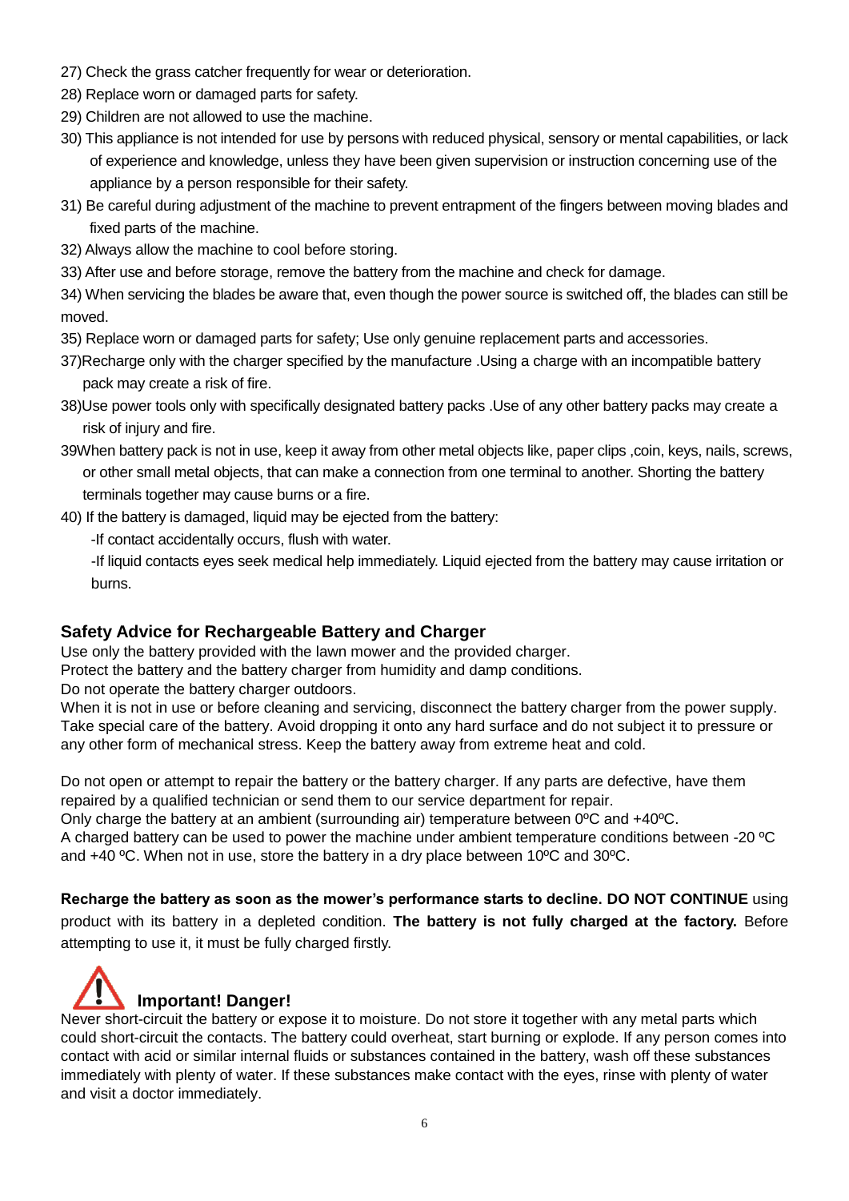27) Check the grass catcher frequently for wear or deterioration.

28) Replace worn or damaged parts for safety.

29) Children are not allowed to use the machine.

30) This appliance is not intended for use by persons with reduced physical, sensory or mental capabilities, or lack of experience and knowledge, unless they have been given supervision or instruction concerning use of the appliance by a person responsible for their safety.

31) Be careful during adjustment of the machine to prevent entrapment of the fingers between moving blades and fixed parts of the machine.

32) Always allow the machine to cool before storing.

33) After use and before storage, remove the battery from the machine and check for damage.

34) When servicing the blades be aware that, even though the power source is switched off, the blades can still be moved.

35) Replace worn or damaged parts for safety; Use only genuine replacement parts and accessories.

37)Recharge only with the charger specified by the manufacture .Using a charge with an incompatible battery pack may create a risk of fire.

38)Use power tools only with specifically designated battery packs .Use of any other battery packs may create a risk of injury and fire.

39When battery pack is not in use, keep it away from other metal objects like, paper clips ,coin, keys, nails, screws, or other small metal objects, that can make a connection from one terminal to another. Shorting the battery terminals together may cause burns or a fire.

40) If the battery is damaged, liquid may be ejected from the battery:

-If contact accidentally occurs, flush with water.

-If liquid contacts eyes seek medical help immediately. Liquid ejected from the battery may cause irritation or burns.

## Safety Advice for Rechargeable Battery and Charger

Use only the battery provided with the lawn mower and the provided charger.
Protect the battery and the battery charger from humidity and damp conditions.
Do not operate the battery charger outdoors.
When it is not in use or before cleaning and servicing, disconnect the battery charger from the power supply.
Take special care of the battery. Avoid dropping it onto any hard surface and do not subject it to pressure or any other form of mechanical stress. Keep the battery away from extreme heat and cold.

Do not open or attempt to repair the battery or the battery charger. If any parts are defective, have them repaired by a qualified technician or send them to our service department for repair.
Only charge the battery at an ambient (surrounding air) temperature between 0ºC and +40ºC.
A charged battery can be used to power the machine under ambient temperature conditions between -20 ºC and +40 ºC. When not in use, store the battery in a dry place between 10ºC and 30ºC.

**Recharge the battery as soon as the mower's performance starts to decline. DO NOT CONTINUE** using product with its battery in a depleted condition. **The battery is not fully charged at the factory.** Before attempting to use it, it must be fully charged firstly.

### Important! Danger!

Never short-circuit the battery or expose it to moisture. Do not store it together with any metal parts which could short-circuit the contacts. The battery could overheat, start burning or explode. If any person comes into contact with acid or similar internal fluids or substances contained in the battery, wash off these substances immediately with plenty of water. If these substances make contact with the eyes, rinse with plenty of water and visit a doctor immediately.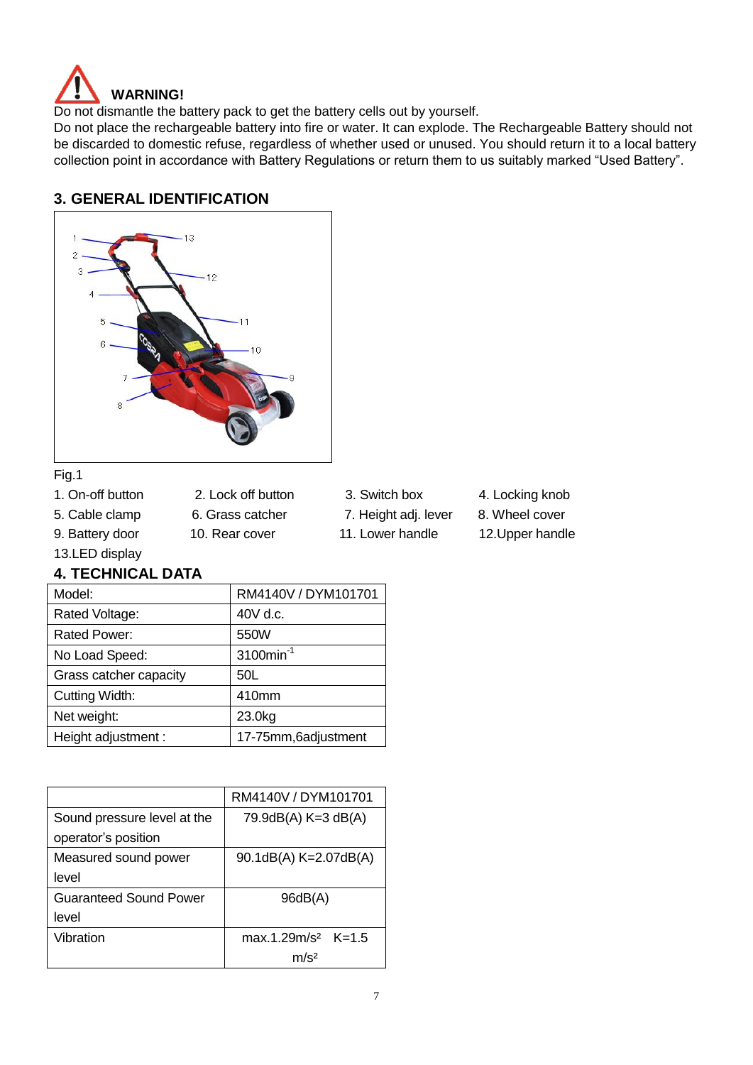**WARNING!**

Do not dismantle the battery pack to get the battery cells out by yourself.

Do not place the rechargeable battery into fire or water. It can explode. The Rechargeable Battery should not be discarded to domestic refuse, regardless of whether used or unused. You should return it to a local battery collection point in accordance with Battery Regulations or return them to us suitably marked “Used Battery”.

## 3. GENERAL IDENTIFICATION

Fig.1

1. On-off button
2. Lock off button
3. Switch box
4. Locking knob
5. Cable clamp
6. Grass catcher
7. Height adj. lever
8. Wheel cover
9. Battery door
10. Rear cover
11. Lower handle
12. Upper handle
13. LED display

## 4. TECHNICAL DATA

| Model: | RM4140V / DYM101701 |
|---|---|
| Rated Voltage: | 40V d.c. |
| Rated Power: | 550W |
| No Load Speed: | 3100min$^{-1}$ |
| Grass catcher capacity | 50L |
| Cutting Width: | 410mm |
| Net weight: | 23.0kg |
| Height adjustment : | 17-75mm,6adjustment |

| | RM4140V / DYM101701 |
|---|---|
| Sound pressure level at the operator’s position | 79.9dB(A) K=3 dB(A) |
| Measured sound power level | 90.1dB(A) K=2.07dB(A) |
| Guaranteed Sound Power level | 96dB(A) |
| Vibration | max.1.29m/s² K=1.5 m/s² |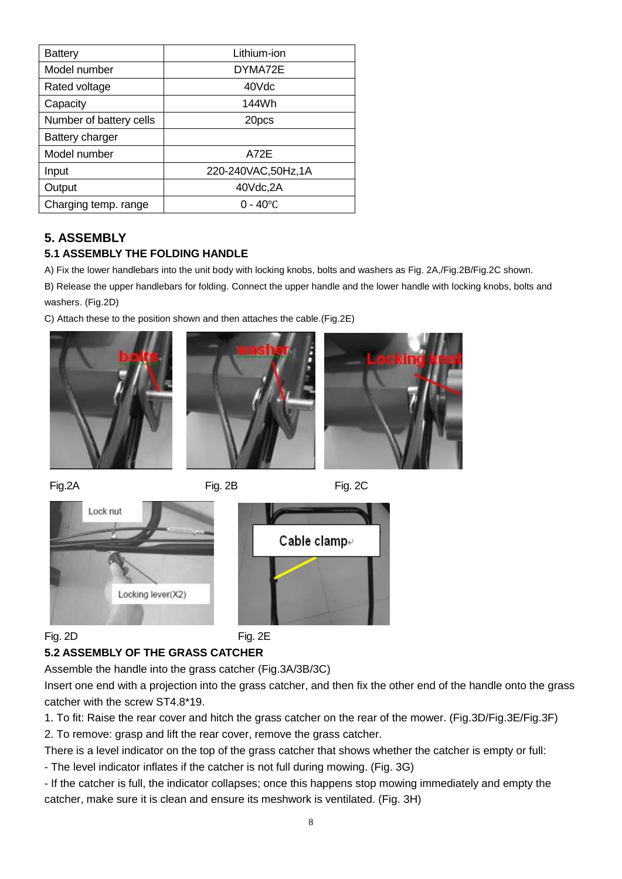| Battery | Lithium-ion |
| --- | --- |
| Model number | DYMA72E |
| Rated voltage | 40Vdc |
| Capacity | 144Wh |
| Number of battery cells | 20pcs |
| Battery charger | |
| Model number | A72E |
| Input | 220-240VAC,50Hz,1A |
| Output | 40Vdc,2A |
| Charging temp. range | 0 - 40℃ |

## 5. ASSEMBLY

### 5.1 ASSEMBLY THE FOLDING HANDLE

A) Fix the lower handlebars into the unit body with locking knobs, bolts and washers as Fig. 2A,/Fig.2B/Fig.2C shown.

B) Release the upper handlebars for folding. Connect the upper handle and the lower handle with locking knobs, bolts and washers. (Fig.2D)

C) Attach these to the position shown and then attaches the cable.(Fig.2E)

Fig.2A

Fig. 2B

Fig. 2C

Fig. 2D

Fig. 2E

### 5.2 ASSEMBLY OF THE GRASS CATCHER

Assemble the handle into the grass catcher (Fig.3A/3B/3C)

Insert one end with a projection into the grass catcher, and then fix the other end of the handle onto the grass catcher with the screw ST4.8*19.

1. To fit: Raise the rear cover and hitch the grass catcher on the rear of the mower. (Fig.3D/Fig.3E/Fig.3F)
2. To remove: grasp and lift the rear cover, remove the grass catcher.

There is a level indicator on the top of the grass catcher that shows whether the catcher is empty or full:

- The level indicator inflates if the catcher is not full during mowing. (Fig. 3G)
- If the catcher is full, the indicator collapses; once this happens stop mowing immediately and empty the catcher, make sure it is clean and ensure its meshwork is ventilated. (Fig. 3H)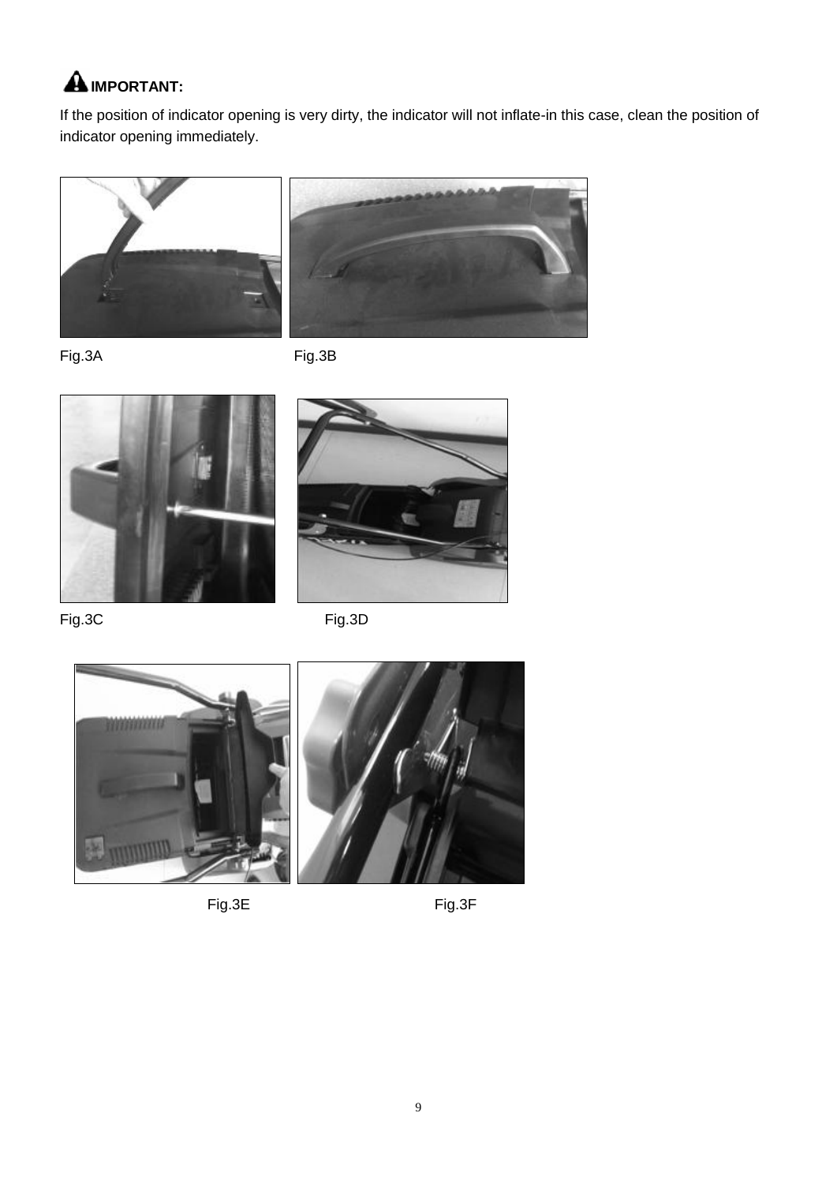**IMPORTANT:**

If the position of indicator opening is very dirty, the indicator will not inflate-in this case, clean the position of indicator opening immediately.

Fig.3A

Fig.3B

Fig.3C

Fig.3D

Fig.3E

Fig.3F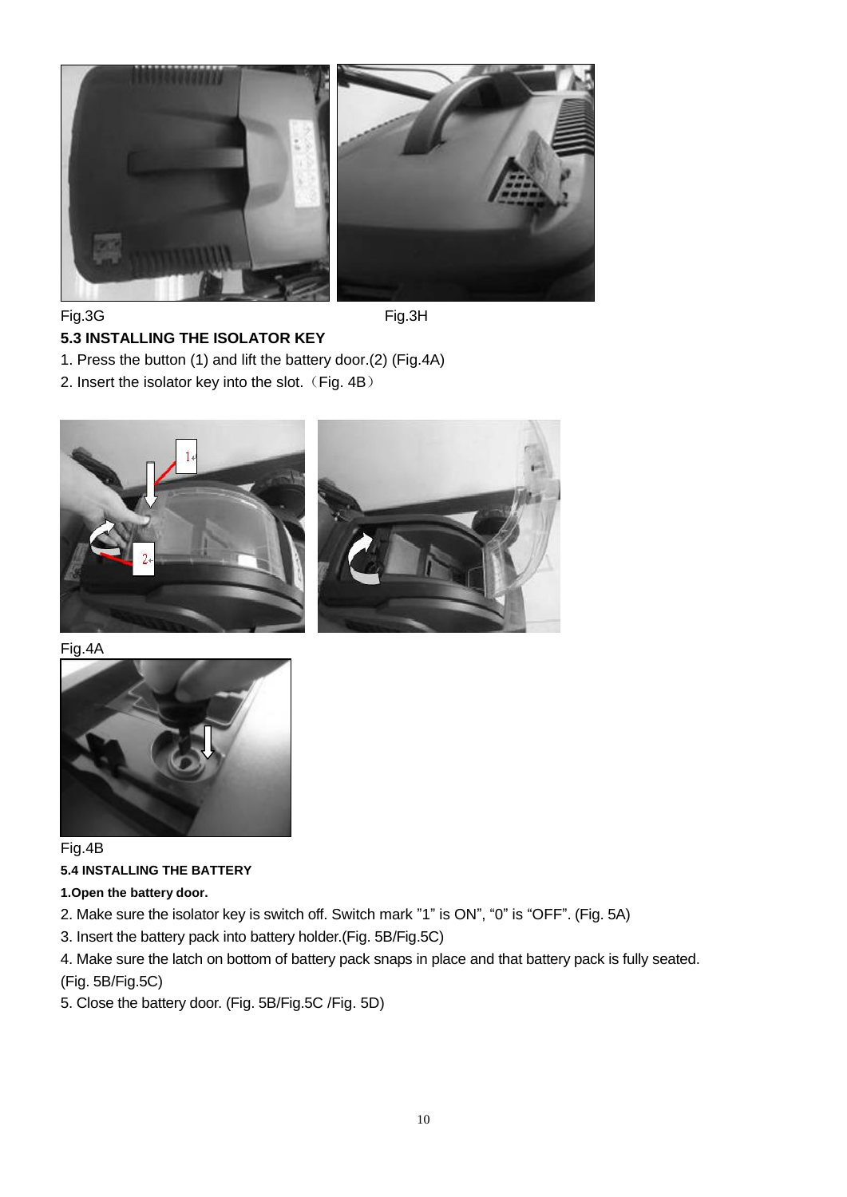Fig.3G Fig.3H

### 5.3 INSTALLING THE ISOLATOR KEY

1. Press the button (1) and lift the battery door.(2) (Fig.4A)
2. Insert the isolator key into the slot.（Fig. 4B）

Fig.4A

Fig.4B

#### 5.4 INSTALLING THE BATTERY

**1.Open the battery door.**

2. Make sure the isolator key is switch off. Switch mark ”1” is ON”, “0” is “OFF”. (Fig. 5A)
3. Insert the battery pack into battery holder.(Fig. 5B/Fig.5C)
4. Make sure the latch on bottom of battery pack snaps in place and that battery pack is fully seated. (Fig. 5B/Fig.5C)
5. Close the battery door. (Fig. 5B/Fig.5C /Fig. 5D)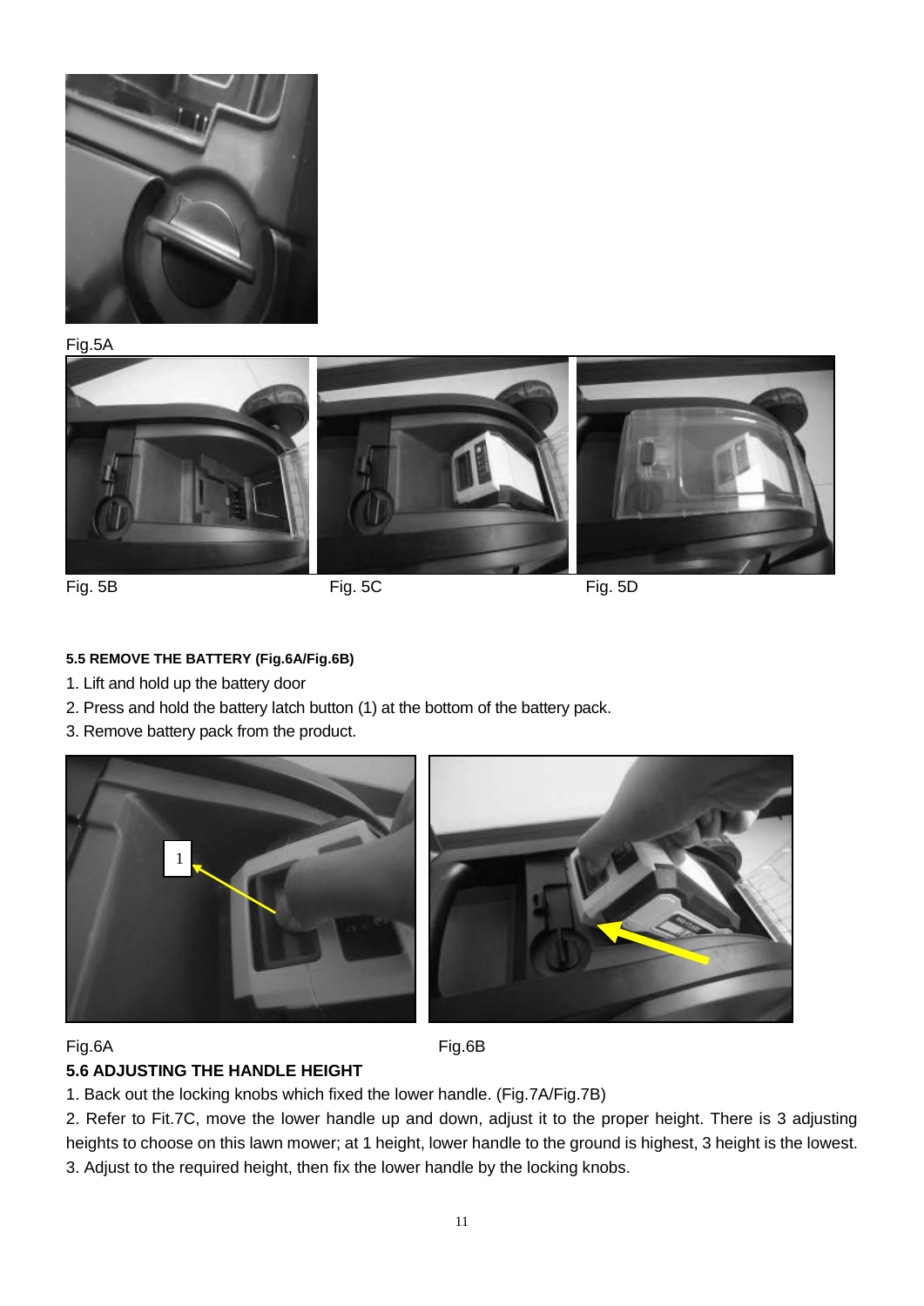Fig.5A

Fig. 5B

Fig. 5C

Fig. 5D

#### 5.5 REMOVE THE BATTERY (Fig.6A/Fig.6B)

1. Lift and hold up the battery door
2. Press and hold the battery latch button (1) at the bottom of the battery pack.
3. Remove battery pack from the product.

Fig.6A

Fig.6B

### 5.6 ADJUSTING THE HANDLE HEIGHT

1. Back out the locking knobs which fixed the lower handle. (Fig.7A/Fig.7B)
2. Refer to Fit.7C, move the lower handle up and down, adjust it to the proper height. There is 3 adjusting heights to choose on this lawn mower; at 1 height, lower handle to the ground is highest, 3 height is the lowest.
3. Adjust to the required height, then fix the lower handle by the locking knobs.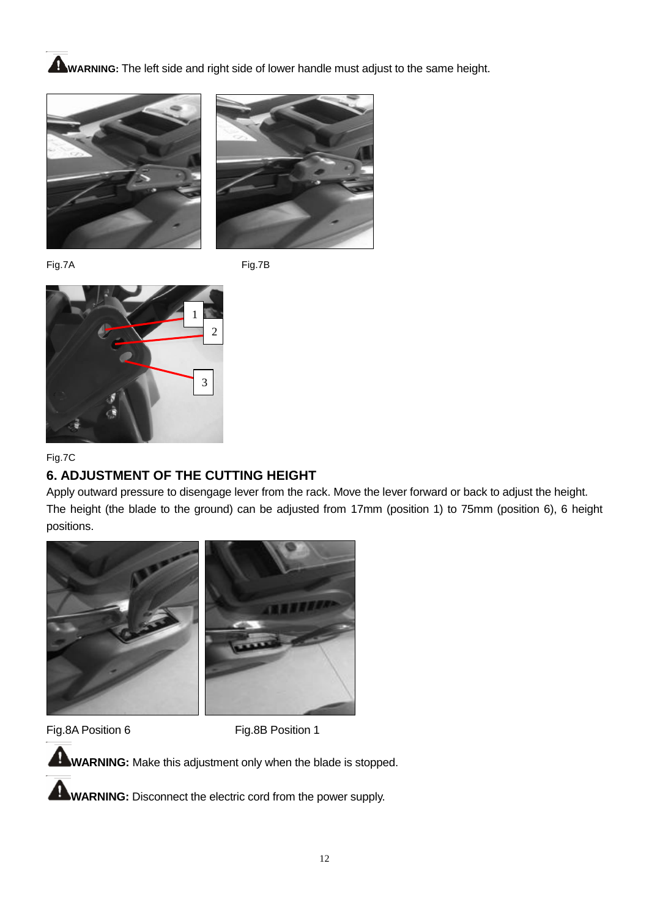**WARNING:** The left side and right side of lower handle must adjust to the same height.

Fig.7A

Fig.7B

Fig.7C

## 6. ADJUSTMENT OF THE CUTTING HEIGHT

Apply outward pressure to disengage lever from the rack. Move the lever forward or back to adjust the height. The height (the blade to the ground) can be adjusted from 17mm (position 1) to 75mm (position 6), 6 height positions.

Fig.8A Position 6

Fig.8B Position 1

**WARNING:** Make this adjustment only when the blade is stopped.

**WARNING:** Disconnect the electric cord from the power supply.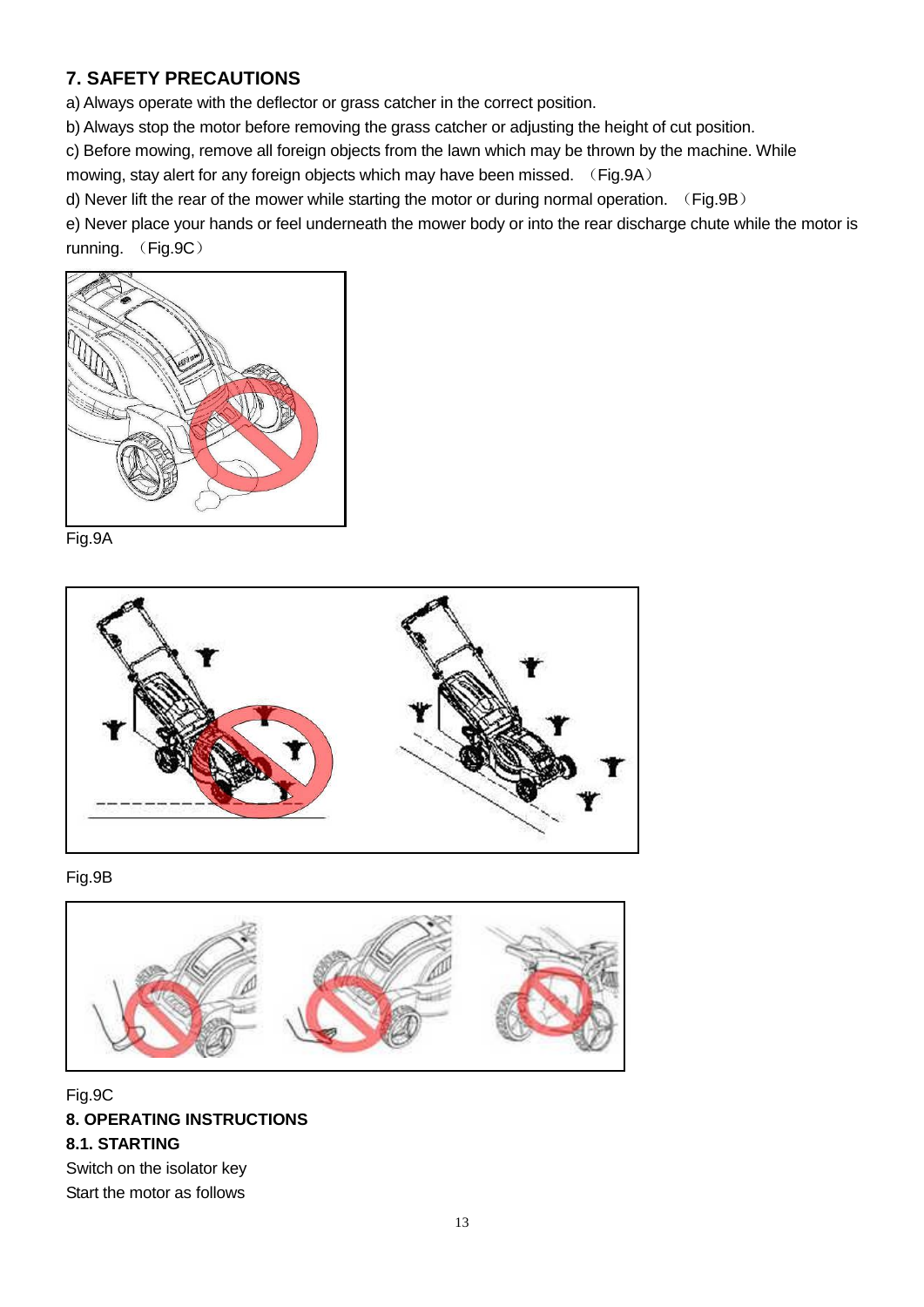## 7. SAFETY PRECAUTIONS

a) Always operate with the deflector or grass catcher in the correct position.

b) Always stop the motor before removing the grass catcher or adjusting the height of cut position.

c) Before mowing, remove all foreign objects from the lawn which may be thrown by the machine. While mowing, stay alert for any foreign objects which may have been missed. （Fig.9A）

d) Never lift the rear of the mower while starting the motor or during normal operation. （Fig.9B）

e) Never place your hands or feel underneath the mower body or into the rear discharge chute while the motor is running. （Fig.9C）

Fig.9A

Fig.9B

Fig.9C

## 8. OPERATING INSTRUCTIONS

### 8.1. STARTING

Switch on the isolator key

Start the motor as follows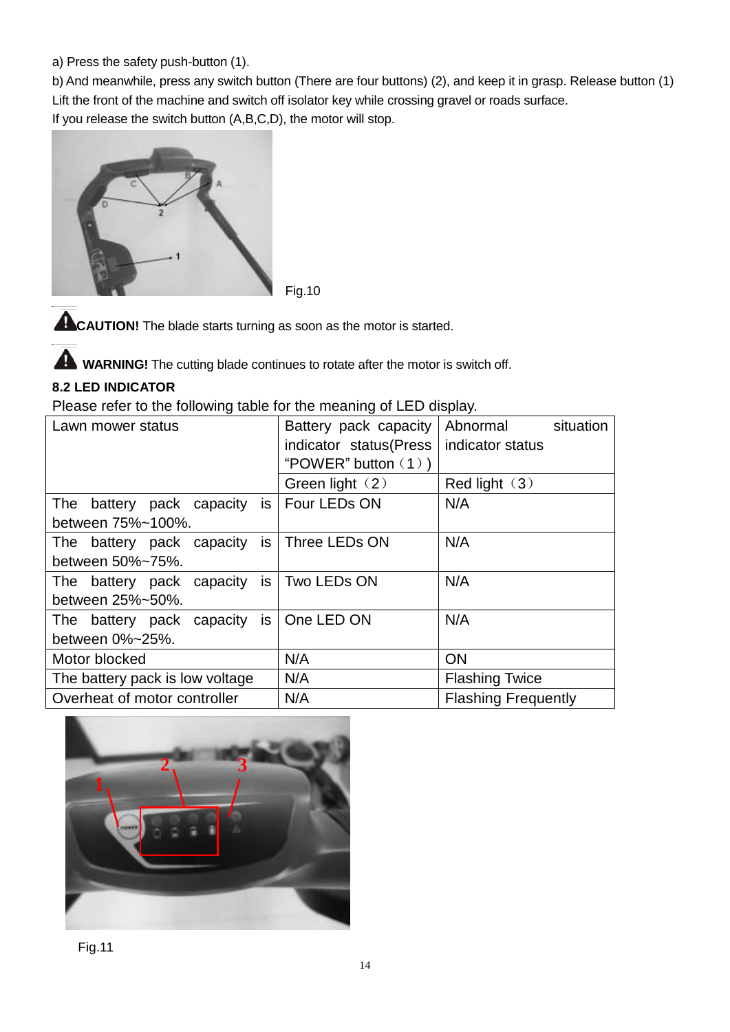a) Press the safety push-button (1).

b) And meanwhile, press any switch button (There are four buttons) (2), and keep it in grasp. Release button (1) Lift the front of the machine and switch off isolator key while crossing gravel or roads surface.

If you release the switch button (A,B,C,D), the motor will stop.

Fig.10

**CAUTION!** The blade starts turning as soon as the motor is started.

**WARNING!** The cutting blade continues to rotate after the motor is switch off.

**8.2 LED INDICATOR**

Please refer to the following table for the meaning of LED display.

| Lawn mower status | Battery pack capacity indicator status(Press "POWER" button（1）) | Abnormal situation indicator status |
|---|---|---|
| | Green light（2） | Red light（3） |
| The battery pack capacity is between 75%~100%. | Four LEDs ON | N/A |
| The battery pack capacity is between 50%~75%. | Three LEDs ON | N/A |
| The battery pack capacity is between 25%~50%. | Two LEDs ON | N/A |
| The battery pack capacity is between 0%~25%. | One LED ON | N/A |
| Motor blocked | N/A | ON |
| The battery pack is low voltage | N/A | Flashing Twice |
| Overheat of motor controller | N/A | Flashing Frequently |

Fig.11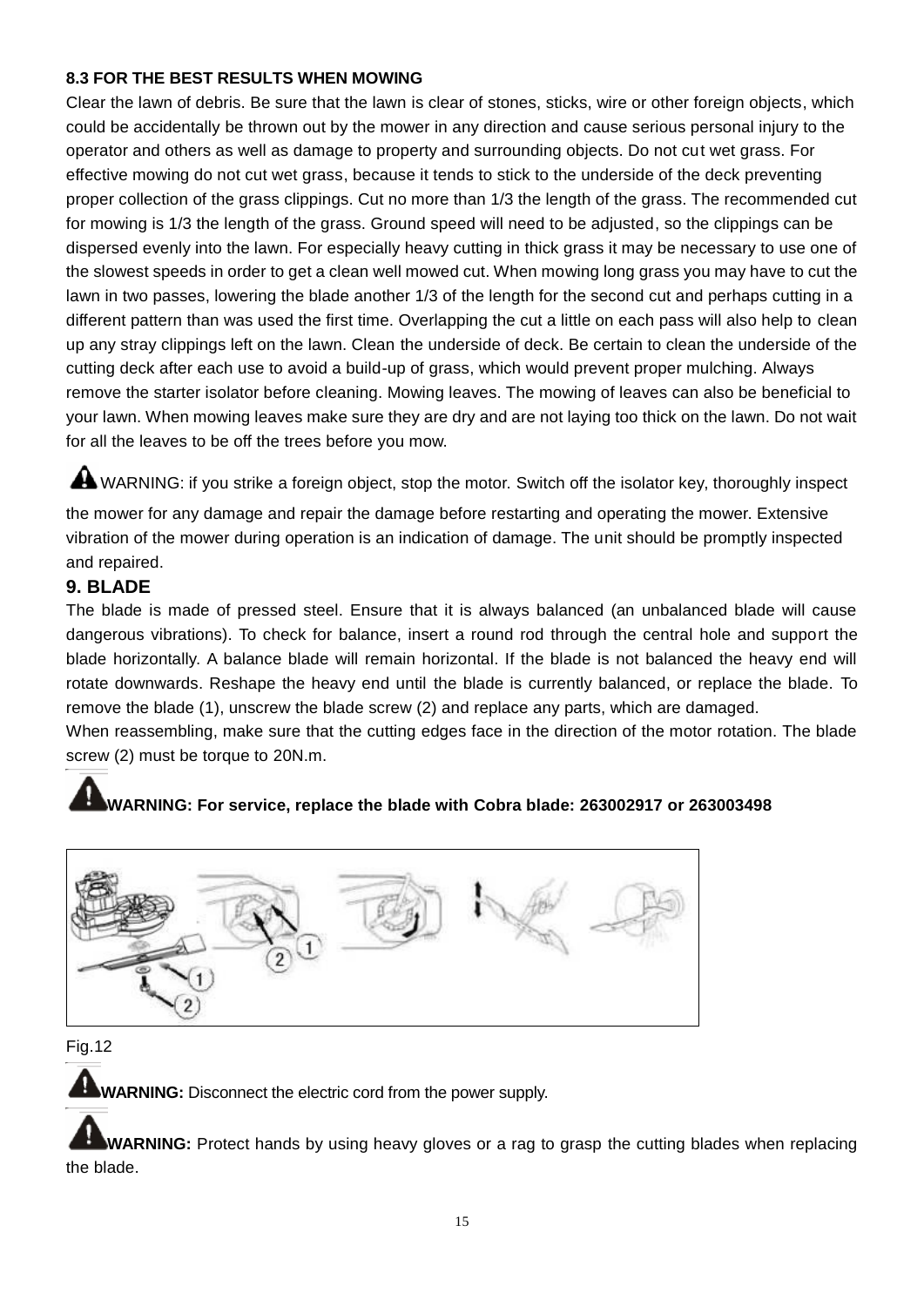### 8.3 FOR THE BEST RESULTS WHEN MOWING

Clear the lawn of debris. Be sure that the lawn is clear of stones, sticks, wire or other foreign objects, which could be accidentally be thrown out by the mower in any direction and cause serious personal injury to the operator and others as well as damage to property and surrounding objects. Do not cut wet grass. For effective mowing do not cut wet grass, because it tends to stick to the underside of the deck preventing proper collection of the grass clippings. Cut no more than 1/3 the length of the grass. The recommended cut for mowing is 1/3 the length of the grass. Ground speed will need to be adjusted, so the clippings can be dispersed evenly into the lawn. For especially heavy cutting in thick grass it may be necessary to use one of the slowest speeds in order to get a clean well mowed cut. When mowing long grass you may have to cut the lawn in two passes, lowering the blade another 1/3 of the length for the second cut and perhaps cutting in a different pattern than was used the first time. Overlapping the cut a little on each pass will also help to clean up any stray clippings left on the lawn. Clean the underside of deck. Be certain to clean the underside of the cutting deck after each use to avoid a build-up of grass, which would prevent proper mulching. Always remove the starter isolator before cleaning. Mowing leaves. The mowing of leaves can also be beneficial to your lawn. When mowing leaves make sure they are dry and are not laying too thick on the lawn. Do not wait for all the leaves to be off the trees before you mow.

WARNING: if you strike a foreign object, stop the motor. Switch off the isolator key, thoroughly inspect the mower for any damage and repair the damage before restarting and operating the mower. Extensive vibration of the mower during operation is an indication of damage. The unit should be promptly inspected and repaired.

## 9. BLADE

The blade is made of pressed steel. Ensure that it is always balanced (an unbalanced blade will cause dangerous vibrations). To check for balance, insert a round rod through the central hole and support the blade horizontally. A balance blade will remain horizontal. If the blade is not balanced the heavy end will rotate downwards. Reshape the heavy end until the blade is currently balanced, or replace the blade. To remove the blade (1), unscrew the blade screw (2) and replace any parts, which are damaged.

When reassembling, make sure that the cutting edges face in the direction of the motor rotation. The blade screw (2) must be torque to 20N.m.

**WARNING: For service, replace the blade with Cobra blade: 263002917 or 263003498**

Fig.12

**WARNING:** Disconnect the electric cord from the power supply.

**WARNING:** Protect hands by using heavy gloves or a rag to grasp the cutting blades when replacing the blade.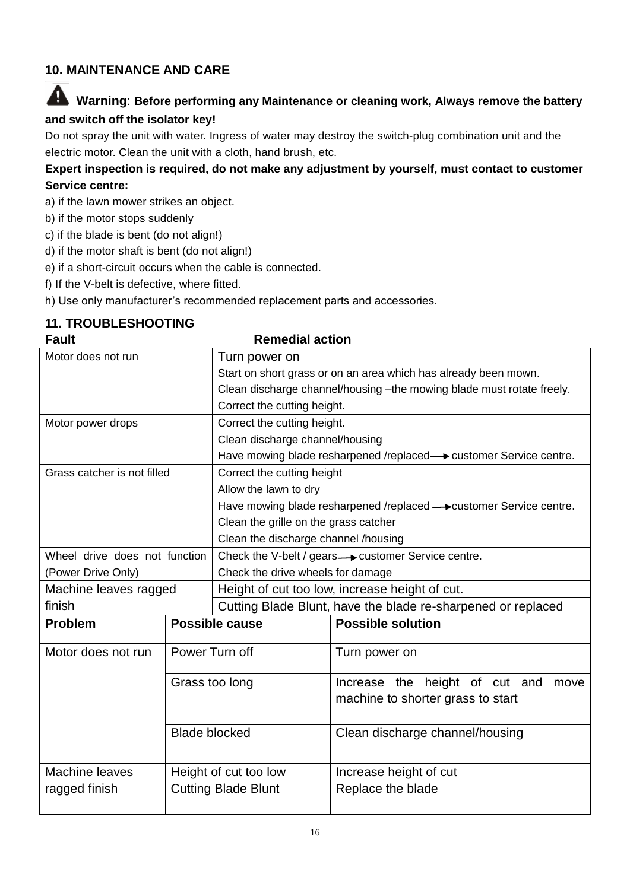## 10. MAINTENANCE AND CARE

**Warning**: **Before performing any Maintenance or cleaning work, Always remove the battery and switch off the isolator key!**

Do not spray the unit with water. Ingress of water may destroy the switch-plug combination unit and the electric motor. Clean the unit with a cloth, hand brush, etc.

**Expert inspection is required, do not make any adjustment by yourself, must contact to customer Service centre:**

a) if the lawn mower strikes an object.

b) if the motor stops suddenly

c) if the blade is bent (do not align!)

d) if the motor shaft is bent (do not align!)

e) if a short-circuit occurs when the cable is connected.

f) If the V-belt is defective, where fitted.

h) Use only manufacturer's recommended replacement parts and accessories.

## 11. TROUBLESHOOTING

| Fault | Remedial action |
|---|---|
| Motor does not run | Turn power on<br>Start on short grass or on an area which has already been mown.<br>Clean discharge channel/housing –the mowing blade must rotate freely.<br>Correct the cutting height. |
| Motor power drops | Correct the cutting height.<br>Clean discharge channel/housing<br>Have mowing blade resharpened /replaced→ customer Service centre. |
| Grass catcher is not filled | Correct the cutting height<br>Allow the lawn to dry<br>Have mowing blade resharpened /replaced →customer Service centre.<br>Clean the grille on the grass catcher<br>Clean the discharge channel /housing |
| Wheel drive does not function (Power Drive Only) | Check the V-belt / gears→ customer Service centre.<br>Check the drive wheels for damage |
| Machine leaves ragged finish | Height of cut too low, increase height of cut.<br>Cutting Blade Blunt, have the blade re-sharpened or replaced |

| Problem | Possible cause | Possible solution |
|---|---|---|
| Motor does not run | Power Turn off | Turn power on |
| | Grass too long | Increase the height of cut and move machine to shorter grass to start |
| | Blade blocked | Clean discharge channel/housing |
| Machine leaves ragged finish | Height of cut too low<br>Cutting Blade Blunt | Increase height of cut<br>Replace the blade |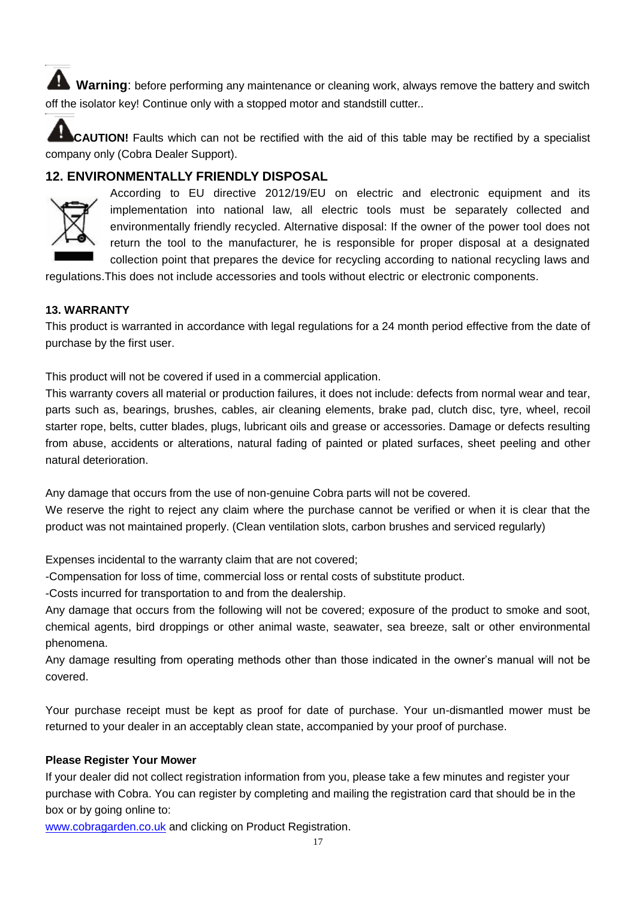**Warning**: before performing any maintenance or cleaning work, always remove the battery and switch off the isolator key! Continue only with a stopped motor and standstill cutter..

**CAUTION!** Faults which can not be rectified with the aid of this table may be rectified by a specialist company only (Cobra Dealer Support).

## 12. ENVIRONMENTALLY FRIENDLY DISPOSAL

According to EU directive 2012/19/EU on electric and electronic equipment and its implementation into national law, all electric tools must be separately collected and environmentally friendly recycled. Alternative disposal: If the owner of the power tool does not return the tool to the manufacturer, he is responsible for proper disposal at a designated collection point that prepares the device for recycling according to national recycling laws and regulations.This does not include accessories and tools without electric or electronic components.

### 13. WARRANTY

This product is warranted in accordance with legal regulations for a 24 month period effective from the date of purchase by the first user.

This product will not be covered if used in a commercial application.

This warranty covers all material or production failures, it does not include: defects from normal wear and tear, parts such as, bearings, brushes, cables, air cleaning elements, brake pad, clutch disc, tyre, wheel, recoil starter rope, belts, cutter blades, plugs, lubricant oils and grease or accessories. Damage or defects resulting from abuse, accidents or alterations, natural fading of painted or plated surfaces, sheet peeling and other natural deterioration.

Any damage that occurs from the use of non-genuine Cobra parts will not be covered.

We reserve the right to reject any claim where the purchase cannot be verified or when it is clear that the product was not maintained properly. (Clean ventilation slots, carbon brushes and serviced regularly)

Expenses incidental to the warranty claim that are not covered;

-Compensation for loss of time, commercial loss or rental costs of substitute product.

-Costs incurred for transportation to and from the dealership.

Any damage that occurs from the following will not be covered; exposure of the product to smoke and soot, chemical agents, bird droppings or other animal waste, seawater, sea breeze, salt or other environmental phenomena.

Any damage resulting from operating methods other than those indicated in the owner's manual will not be covered.

Your purchase receipt must be kept as proof for date of purchase. Your un-dismantled mower must be returned to your dealer in an acceptably clean state, accompanied by your proof of purchase.

**Please Register Your Mower**

If your dealer did not collect registration information from you, please take a few minutes and register your purchase with Cobra. You can register by completing and mailing the registration card that should be in the box or by going online to:

[www.cobragarden.co.uk](http://www.cobragarden.co.uk) and clicking on Product Registration.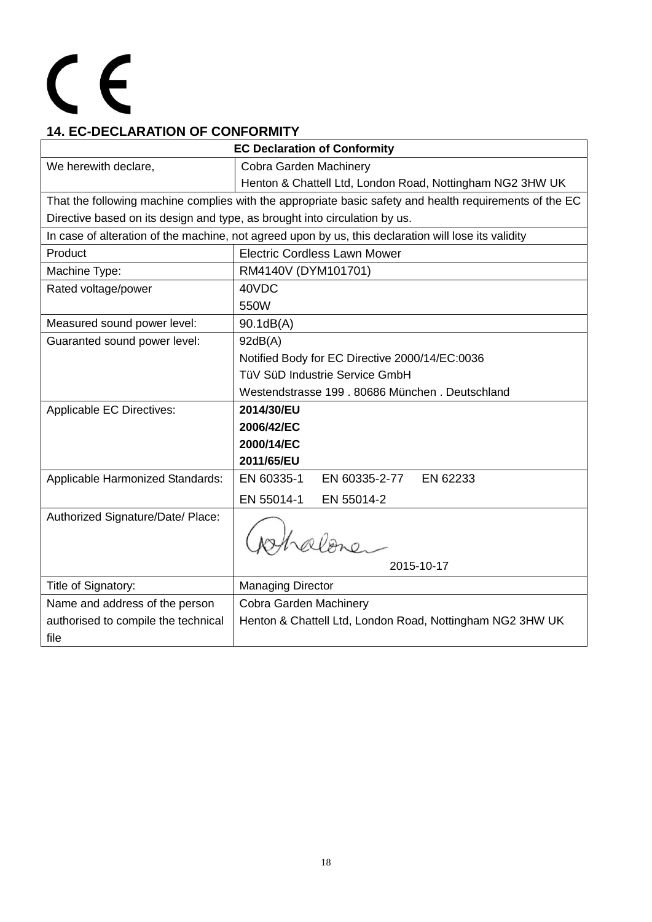CE

## 14. EC-DECLARATION OF CONFORMITY

| EC Declaration of Conformity | |
|---|---|
| We herewith declare, | Cobra Garden Machinery<br>Henton & Chattell Ltd, London Road, Nottingham NG2 3HW UK |
| That the following machine complies with the appropriate basic safety and health requirements of the EC Directive based on its design and type, as brought into circulation by us. | |
| In case of alteration of the machine, not agreed upon by us, this declaration will lose its validity | |
| Product | Electric Cordless Lawn Mower |
| Machine Type: | RM4140V (DYM101701) |
| Rated voltage/power | 40VDC<br>550W |
| Measured sound power level: | 90.1dB(A) |
| Guaranted sound power level: | 92dB(A)<br>Notified Body for EC Directive 2000/14/EC:0036<br>TüV SüD Industrie Service GmbH<br>Westendstrasse 199 . 80686 München . Deutschland |
| Applicable EC Directives: | **2014/30/EU**<br>**2006/42/EC**<br>**2000/14/EC**<br>**2011/65/EU** |
| Applicable Harmonized Standards: | EN 60335-1 EN 60335-2-77 EN 62233<br>EN 55014-1 EN 55014-2 |
| Authorized Signature/Date/ Place: | 2015-10-17 |
| Title of Signatory: | Managing Director |
| Name and address of the person authorised to compile the technical file | Cobra Garden Machinery<br>Henton & Chattell Ltd, London Road, Nottingham NG2 3HW UK |